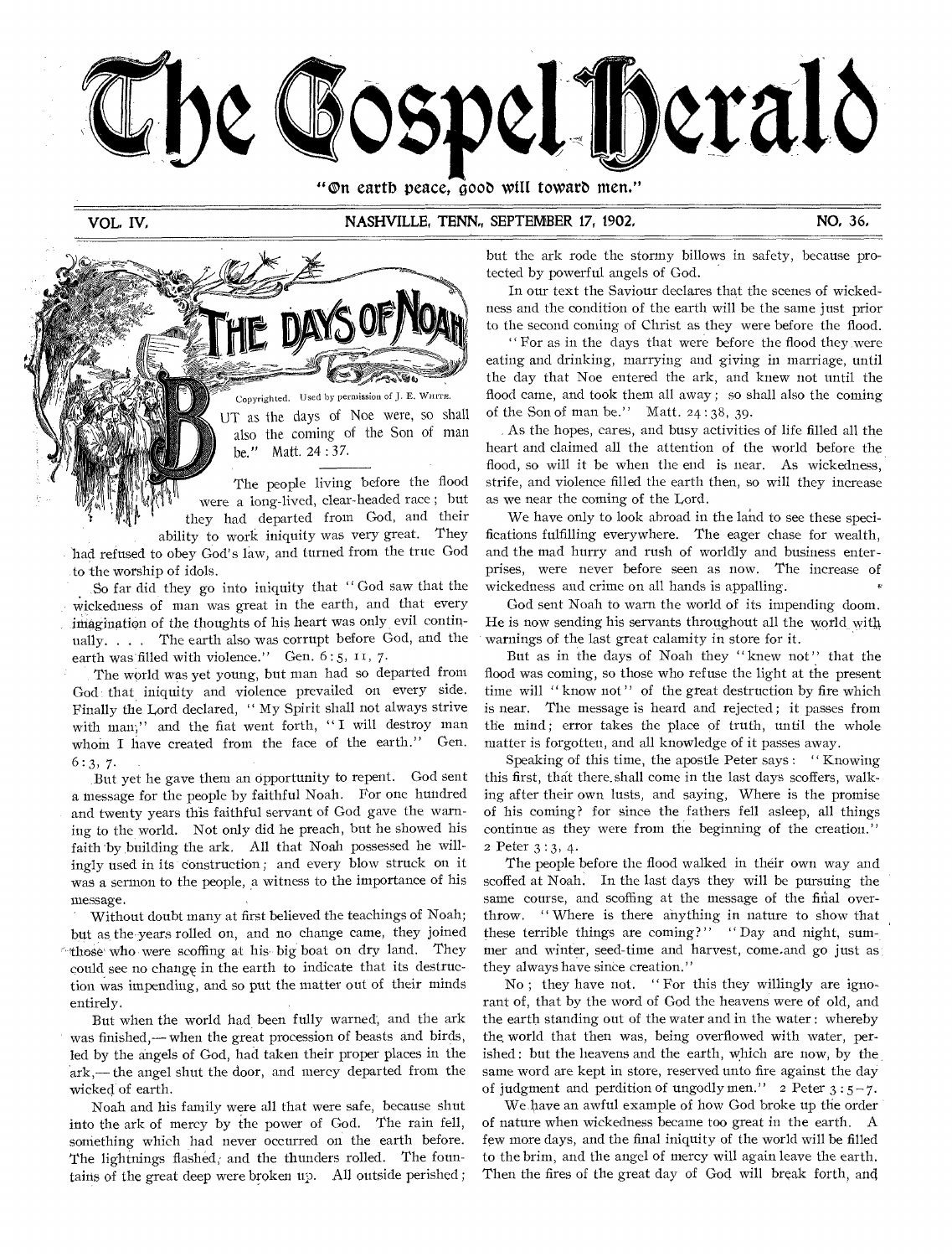# The Gospel Herald

"On earth peace, good will toward men."

VOL. IV. NASHVILLE, TENN., SEPTEMBER 17, 1902. NO. 36.

## THE DAYS OF NOAH

Copyrighted. Used by permission of J. E. White.

"But as the days of Noe were, so shall also the coming of the Son of man be." Matt. 24 : 37.

The people living before the flood were a long-lived, clear-headed race; but they had departed from God, and their ability to work iniquity was very great. They had refused to obey God's law, and turned from the true God to the worship of idols.

So far did they go into iniquity that "God saw that the wickedness of man was great in the earth, and that every imagination of the thoughts of his heart was only evil continually. . . . The earth also was corrupt before God, and the earth was filled with violence." Gen. 6 : 5, 11, 7.

The world was yet young, but man had so departed from God that iniquity and violence prevailed on every side. Finally the Lord declared, "My Spirit shall not always strive with man;" and the fiat went forth, "I will destroy man whom I have created from the face of the earth." Gen. 6 : 3, 7.

But yet he gave them an opportunity to repent. God sent a message for the people by faithful Noah. For one hundred and twenty years this faithful servant of God gave the warning to the world. Not only did he preach, but he showed his faith by building the ark. All that Noah possessed he willingly used in its construction; and every blow struck on it was a sermon to the people, a witness to the importance of his message.

Without doubt many at first believed the teachings of Noah; but as the years rolled on, and no change came, they joined those who were scoffing at his big boat on dry land. They could see no change in the earth to indicate that its destruction was impending, and so put the matter out of their minds entirely.

But when the world had been fully warned, and the ark was finished,—when the great procession of beasts and birds, led by the angels of God, had taken their proper places in the ark,—the angel shut the door, and mercy departed from the wicked of earth.

Noah and his family were all that were safe, because shut into the ark of mercy by the power of God. The rain fell, something which had never occurred on the earth before. The lightnings flashed, and the thunders rolled. The fountains of the great deep were broken up. All outside perished; but the ark rode the stormy billows in safety, because protected by powerful angels of God.

In our text the Saviour declares that the scenes of wickedness and the condition of the earth will be the same just prior to the second coming of Christ as they were before the flood.

"For as in the days that were before the flood they were eating and drinking, marrying and giving in marriage, until the day that Noe entered the ark, and knew not until the flood came, and took them all away; so shall also the coming of the Son of man be." Matt. 24 : 38, 39.

As the hopes, cares, and busy activities of life filled all the heart and claimed all the attention of the world before the flood, so will it be when the end is near. As wickedness, strife, and violence filled the earth then, so will they increase as we near the coming of the Lord.

We have only to look abroad in the land to see these specifications fulfilling everywhere. The eager chase for wealth, and the mad hurry and rush of worldly and business enterprises, were never before seen as now. The increase of wickedness and crime on all hands is appalling.

God sent Noah to warn the world of its impending doom. He is now sending his servants throughout all the world with warnings of the last great calamity in store for it.

But as in the days of Noah they "knew not" that the flood was coming, so those who refuse the light at the present time will "know not" of the great destruction by fire which is near. The message is heard and rejected; it passes from the mind; error takes the place of truth, until the whole matter is forgotten, and all knowledge of it passes away.

Speaking of this time, the apostle Peter says: "Knowing this first, that there shall come in the last days scoffers, walking after their own lusts, and saying, Where is the promise of his coming? for since the fathers fell asleep, all things continue as they were from the beginning of the creation." 2 Peter 3 : 3, 4.

The people before the flood walked in their own way and scoffed at Noah. In the last days they will be pursuing the same course, and scoffing at the message of the final overthrow. "Where is there anything in nature to show that these terrible things are coming?" "Day and night, summer and winter, seed-time and harvest, come and go just as they always have since creation."

No; they have not. "For this they willingly are ignorant of, that by the word of God the heavens were of old, and the earth standing out of the water and in the water: whereby the world that then was, being overflowed with water, perished: but the heavens and the earth, which are now, by the same word are kept in store, reserved unto fire against the day of judgment and perdition of ungodly men." 2 Peter 3 : 5–7.

We have an awful example of how God broke up the order of nature when wickedness became too great in the earth. A few more days, and the final iniquity of the world will be filled to the brim, and the angel of mercy will again leave the earth. Then the fires of the great day of God will break forth, and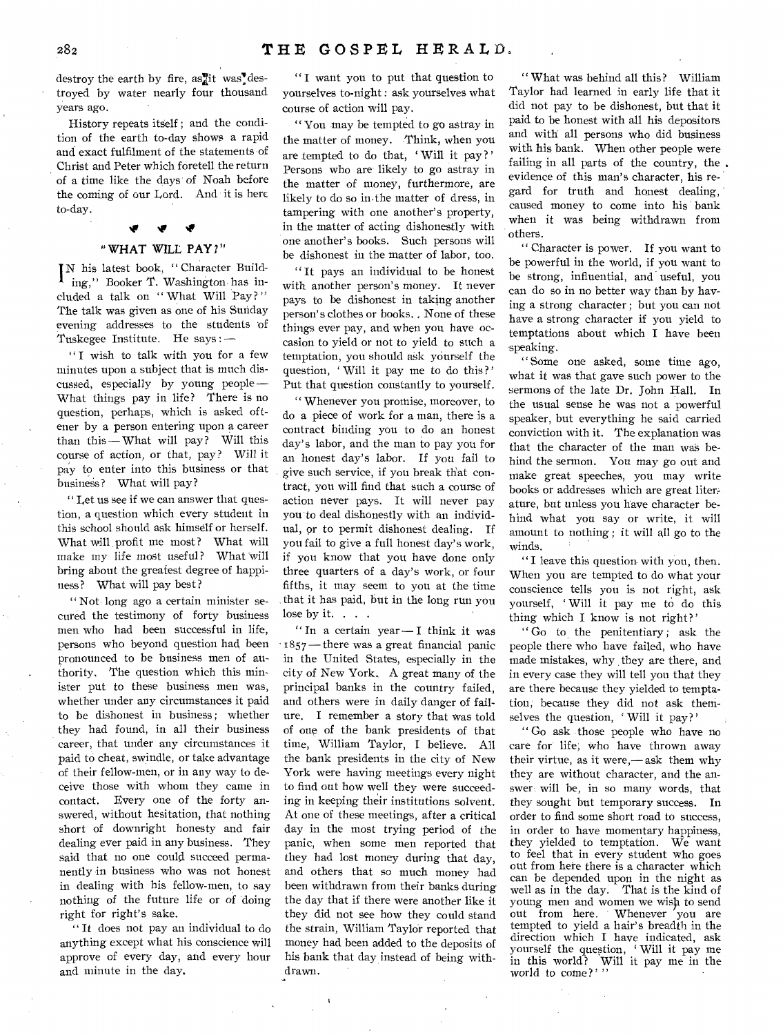destroy the earth by fire, as it was destroyed by water nearly four thousand years ago.

History repeats itself; and the condition of the earth to-day shows a rapid and exact fulfilment of the statements of Christ and Peter which foretell the return of a time like the days of Noah before the coming of our Lord. And it is here to-day.

## "WHAT WILL PAY?"

In his latest book, "Character Building," Booker T. Washington has included a talk on "What Will Pay?" The talk was given as one of his Sunday evening addresses to the students of Tuskegee Institute. He says: —

"I wish to talk with you for a few minutes upon a subject that is much discussed, especially by young people — What things pay in life? There is no question, perhaps, which is asked oftener by a person entering upon a career than this — What will pay? Will this course of action, or that, pay? Will it pay to enter into this business or that business? What will pay?

"Let us see if we can answer that question, a question which every student in this school should ask himself or herself. What will profit me most? What will make my life most useful? What will bring about the greatest degree of happiness? What will pay best?

"Not long ago a certain minister secured the testimony of forty business men who had been successful in life, persons who beyond question had been pronounced to be business men of authority. The question which this minister put to these business men was, whether under any circumstances it paid to be dishonest in business; whether they had found, in all their business career, that under any circumstances it paid to cheat, swindle, or take advantage of their fellow-men, or in any way to deceive those with whom they came in contact. Every one of the forty answered, without hesitation, that nothing short of downright honesty and fair dealing ever paid in any business. They said that no one could succeed permanently in business who was not honest in dealing with his fellow-men, to say nothing of the future life or of doing right for right's sake.

"It does not pay an individual to do anything except what his conscience will approve of every day, and every hour and minute in the day.

"I want you to put that question to yourselves to-night: ask yourselves what course of action will pay.

"You may be tempted to go astray in the matter of money. Think, when you are tempted to do that, 'Will it pay?' Persons who are likely to go astray in the matter of money, furthermore, are likely to do so in the matter of dress, in tampering with one another's property, in the matter of acting dishonestly with one another's books. Such persons will be dishonest in the matter of labor, too.

"It pays an individual to be honest with another person's money. It never pays to be dishonest in taking another person's clothes or books. None of these things ever pay, and when you have occasion to yield or not to yield to such a temptation, you should ask yourself the question, 'Will it pay me to do this?' Put that question constantly to yourself.

"Whenever you promise, moreover, to do a piece of work for a man, there is a contract binding you to do an honest day's labor, and the man to pay you for an honest day's labor. If you fail to give such service, if you break that contract, you will find that such a course of action never pays. It will never pay you to deal dishonestly with an individual, or to permit dishonest dealing. If you fail to give a full honest day's work, if you know that you have done only three quarters of a day's work, or four fifths, it may seem to you at the time that it has paid, but in the long run you lose by it. . . .

"In a certain year — I think it was 1857 — there was a great financial panic in the United States, especially in the city of New York. A great many of the principal banks in the country failed, and others were in daily danger of failure. I remember a story that was told of one of the bank presidents of that time, William Taylor, I believe. All the bank presidents in the city of New York were having meetings every night to find out how well they were succeeding in keeping their institutions solvent. At one of these meetings, after a critical day in the most trying period of the panic, when some men reported that they had lost money during that day, and others that so much money had been withdrawn from their banks during the day that if there were another like it they did not see how they could stand the strain, William Taylor reported that money had been added to the deposits of his bank that day instead of being withdrawn.

"What was behind all this? William Taylor had learned in early life that it did not pay to be dishonest, but that it paid to be honest with all his depositors and with all persons who did business with his bank. When other people were failing in all parts of the country, the evidence of this man's character, his regard for truth and honest dealing, caused money to come into his bank when it was being withdrawn from others.

"Character is power. If you want to be powerful in the world, if you want to be strong, influential, and useful, you can do so in no better way than by having a strong character; but you can not have a strong character if you yield to temptations about which I have been speaking.

"Some one asked, some time ago, what it was that gave such power to the sermons of the late Dr. John Hall. In the usual sense he was not a powerful speaker, but everything he said carried conviction with it. The explanation was that the character of the man was behind the sermon. You may go out and make great speeches, you may write books or addresses which are great literature, but unless you have character behind what you say or write, it will amount to nothing; it will all go to the winds.

"I leave this question with you, then. When you are tempted to do what your conscience tells you is not right, ask yourself, 'Will it pay me to do this thing which I know is not right?'

"Go to the penitentiary; ask the people there who have failed, who have made mistakes, why they are there, and in every case they will tell you that they are there because they yielded to temptation, because they did not ask themselves the question, 'Will it pay?'

"Go ask those people who have no care for life, who have thrown away their virtue, as it were, — ask them why they are without character, and the answer will be, in so many words, that they sought but temporary success. In order to find some short road to success, in order to have momentary happiness, they yielded to temptation. We want to feel that in every student who goes out from here there is a character which can be depended upon in the night as well as in the day. That is the kind of young men and women we wish to send out from here. Whenever you are tempted to yield a hair's breadth in the direction which I have indicated, ask yourself the question, 'Will it pay me in this world? Will it pay me in the world to come?'"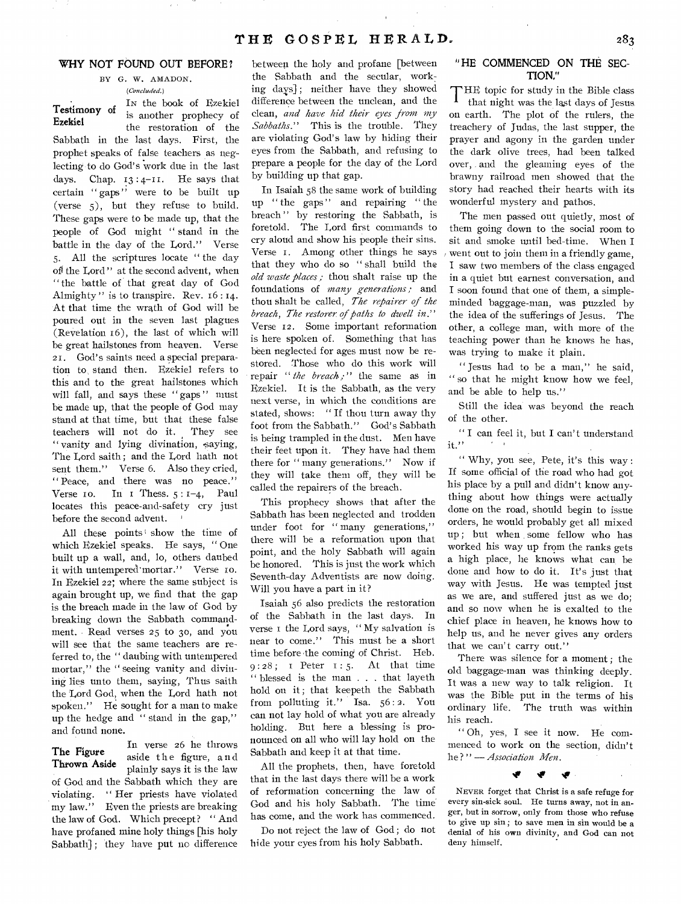## WHY NOT FOUND OUT BEFORE?

BY G. W. AMADON.

*(Concluded.)*

**Testimony of Ezekiel**

In the book of Ezekiel is another prophecy of the restoration of the Sabbath in the last days. First, the prophet speaks of false teachers as neglecting to do God's work due in the last days. Chap. 13:4-11. He says that certain "gaps" were to be built up (verse 5), but they refuse to build. These gaps were to be made up, that the people of God might "stand in the battle in the day of the Lord." Verse 5. All the scriptures locate "the day of the Lord" at the second advent, when "the battle of that great day of God Almighty" is to transpire. Rev. 16:14. At that time the wrath of God will be poured out in the seven last plagues (Revelation 16), the last of which will be great hailstones from heaven. Verse 21. God's saints need a special preparation to stand then. Ezekiel refers to this and to the great hailstones which will fall, and says these "gaps" must be made up, that the people of God may stand at that time, but that these false teachers will not do it. They see "vanity and lying divination, saying, The Lord saith; and the Lord hath not sent them." Verse 6. Also they cried, "Peace, and there was no peace." Verse 10. In 1 Thess. 5:1-4, Paul locates this peace-and-safety cry just before the second advent.

All these points show the time of which Ezekiel speaks. He says, "One built up a wall, and, lo, others daubed it with untempered mortar." Verse 10. In Ezekiel 22, where the same subject is again brought up, we find that the gap is the breach made in the law of God by breaking down the Sabbath commandment. Read verses 25 to 30, and you will see that the same teachers are referred to, the "daubing with untempered mortar," the "seeing vanity and divining lies unto them, saying, Thus saith the Lord God, when the Lord hath not spoken." He sought for a man to make up the hedge and "stand in the gap," and found none.

**The Figure Thrown Aside**

In verse 26 he throws aside the figure, and plainly says it is the law of God and the Sabbath which they are violating. "Her priests have violated my law." Even the priests are breaking the law of God. Which precept? "And have profaned mine holy things [his holy Sabbath]; they have put no difference between the holy and profane [between the Sabbath and the secular, working days]; neither have they showed difference between the unclean, and the clean, *and have hid their eyes from my Sabbaths*." This is the trouble. They are violating God's law by hiding their eyes from the Sabbath, and refusing to prepare a people for the day of the Lord by building up that gap.

In Isaiah 58 the same work of building up "the gaps" and repairing "the breach" by restoring the Sabbath, is foretold. The Lord first commands to cry aloud and show his people their sins. Verse 1. Among other things he says that they who do so "shall build the *old waste places;* thou shalt raise up the foundations of *many generations;* and thou shalt be called, *The repairer of the breach, The restorer of paths to dwell in*." Verse 12. Some important reformation is here spoken of. Something that has been neglected for ages must now be restored. Those who do this work will repair "*the breach;*" the same as in Ezekiel. It is the Sabbath, as the very next verse, in which the conditions are stated, shows: "If thou turn away thy foot from the Sabbath." God's Sabbath is being trampled in the dust. Men have their feet upon it. They have had them there for "many generations." Now if they will take them off, they will be called the repairers of the breach.

This prophecy shows that after the Sabbath has been neglected and trodden under foot for "many generations," there will be a reformation upon that point, and the holy Sabbath will again be honored. This is just the work which Seventh-day Adventists are now doing. Will you have a part in it?

Isaiah 56 also predicts the restoration of the Sabbath in the last days. In verse 1 the Lord says, "My salvation is near to come." This must be a short time before the coming of Christ. Heb. 9:28; 1 Peter 1:5. At that time "blessed is the man . . . that layeth hold on it; that keepeth the Sabbath from polluting it." Isa. 56:2. You can not lay hold of what you are already holding. But here a blessing is pronounced on all who will lay hold on the Sabbath and keep it at that time.

All the prophets, then, have foretold that in the last days there will be a work of reformation concerning the law of God and his holy Sabbath. The time has come, and the work has commenced.

Do not reject the law of God; do not hide your eyes from his holy Sabbath.

## "HE COMMENCED ON THE SECTION."

The topic for study in the Bible class that night was the last days of Jesus on earth. The plot of the rulers, the treachery of Judas, the last supper, the prayer and agony in the garden under the dark olive trees, had been talked over, and the gleaming eyes of the brawny railroad men showed that the story had reached their hearts with its wonderful mystery and pathos.

The men passed out quietly, most of them going down to the social room to sit and smoke until bed-time. When I went out to join them in a friendly game, I saw two members of the class engaged in a quiet but earnest conversation, and I soon found that one of them, a simple-minded baggage-man, was puzzled by the idea of the sufferings of Jesus. The other, a college man, with more of the teaching power than he knows he has, was trying to make it plain.

"Jesus had to be a man," he said, "so that he might know how we feel, and be able to help us."

Still the idea was beyond the reach of the other.

"I can feel it, but I can't understand it."

"Why, you see, Pete, it's this way: If some official of the road who had got his place by a pull and didn't know anything about how things were actually done on the road, should begin to issue orders, he would probably get all mixed up; but when some fellow who has worked his way up from the ranks gets a high place, he knows what can be done and how to do it. It's just that way with Jesus. He was tempted just as we are, and suffered just as we do; and so now when he is exalted to the chief place in heaven, he knows how to help us, and he never gives any orders that we can't carry out."

There was silence for a moment; the old baggage-man was thinking deeply. It was a new way to talk religion. It was the Bible put in the terms of his ordinary life. The truth was within his reach.

"Oh, yes, I see it now. He commenced to work on the section, didn't he?" — *Association Men.*

NEVER forget that Christ is a safe refuge for every sin-sick soul. He turns away, not in anger, but in sorrow, only from those who refuse to give up sin; to save men in sin would be a denial of his own divinity, and God can not deny himself.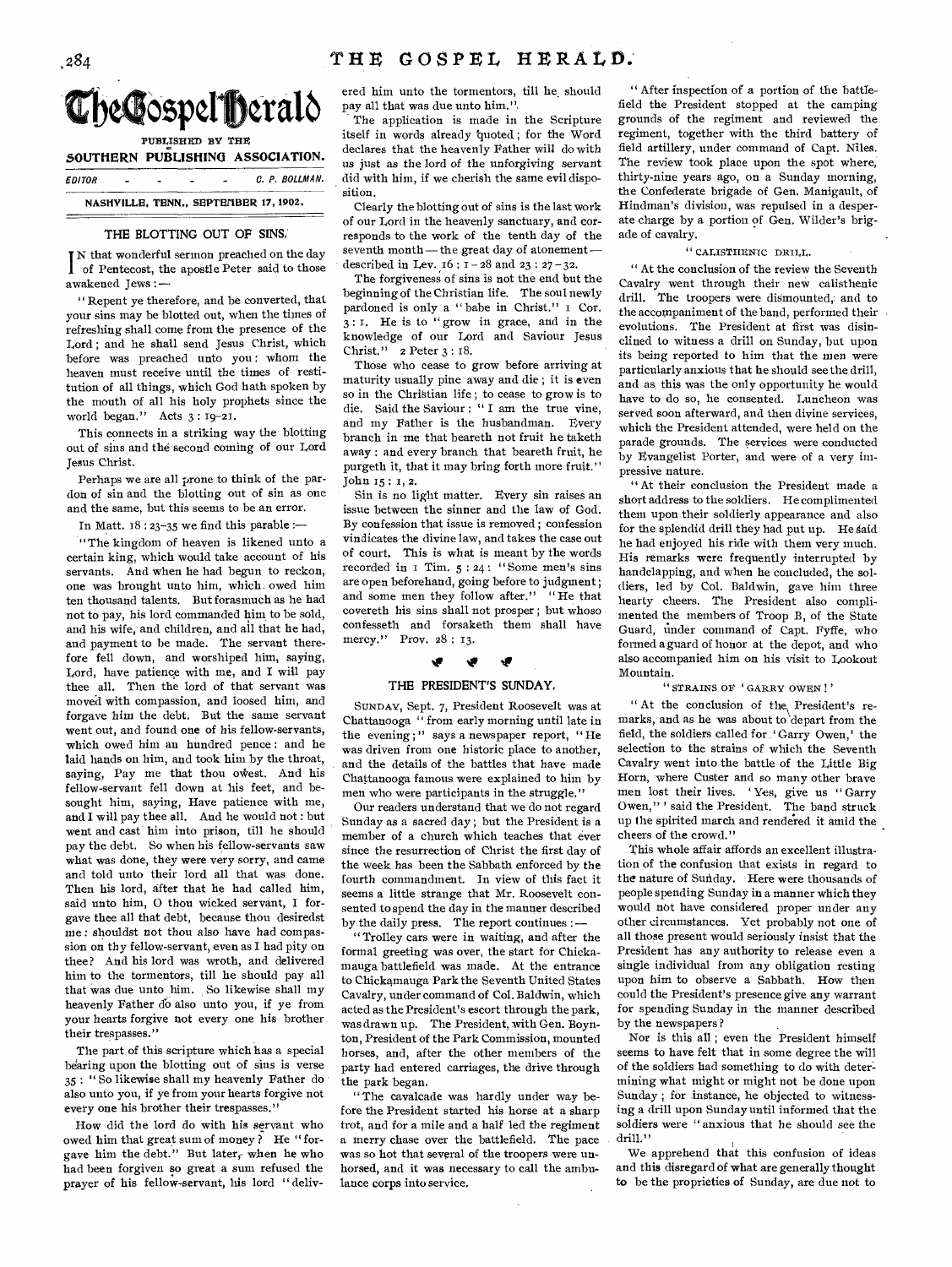# The Gospel Herald

PUBLISHED BY THE

SOUTHERN PUBLISHING ASSOCIATION.

EDITOR - - - - - C. P. BOLLMAN.

NASHVILLE, TENN., SEPTEMBER 17, 1902.

## THE BLOTTING OUT OF SINS.

IN that wonderful sermon preached on the day of Pentecost, the apostle Peter said to those awakened Jews: —

"Repent ye therefore, and be converted, that your sins may be blotted out, when the times of refreshing shall come from the presence of the Lord; and he shall send Jesus Christ, which before was preached unto you: whom the heaven must receive until the times of restitution of all things, which God hath spoken by the mouth of all his holy prophets since the world began." Acts 3 : 19-21.

This connects in a striking way the blotting out of sins and the second coming of our Lord Jesus Christ.

Perhaps we are all prone to think of the pardon of sin and the blotting out of sin as one and the same, but this seems to be an error.

In Matt. 18 : 23-35 we find this parable: —

"The kingdom of heaven is likened unto a certain king, which would take account of his servants. And when he had begun to reckon, one was brought unto him, which owed him ten thousand talents. But forasmuch as he had not to pay, his lord commanded him to be sold, and his wife, and children, and all that he had, and payment to be made. The servant therefore fell down, and worshiped him, saying, Lord, have patience with me, and I will pay thee all. Then the lord of that servant was moved with compassion, and loosed him, and forgave him the debt. But the same servant went out, and found one of his fellow-servants, which owed him an hundred pence: and he laid hands on him, and took him by the throat, saying, Pay me that thou owest. And his fellow-servant fell down at his feet, and besought him, saying, Have patience with me, and I will pay thee all. And he would not: but went and cast him into prison, till he should pay the debt. So when his fellow-servants saw what was done, they were very sorry, and came and told unto their lord all that was done. Then his lord, after that he had called him, said unto him, O thou wicked servant, I forgave thee all that debt, because thou desiredst me: shouldst not thou also have had compassion on thy fellow-servant, even as I had pity on thee? And his lord was wroth, and delivered him to the tormentors, till he should pay all that was due unto him. So likewise shall my heavenly Father do also unto you, if ye from your hearts forgive not every one his brother their trespasses."

The part of this scripture which has a special bearing upon the blotting out of sins is verse 35: "So likewise shall my heavenly Father do also unto you, if ye from your hearts forgive not every one his brother their trespasses."

How did the lord do with his servant who owed him that great sum of money? He "forgave him the debt." But later, when he who had been forgiven so great a sum refused the prayer of his fellow-servant, his lord "delivered him unto the tormentors, till he should pay all that was due unto him."

The application is made in the Scripture itself in words already quoted; for the Word declares that the heavenly Father will do with us just as the lord of the unforgiving servant did with him, if we cherish the same evil disposition.

Clearly the blotting out of sins is the last work of our Lord in the heavenly sanctuary, and corresponds to the work of the tenth day of the seventh month — the great day of atonement — described in Lev. 16 : 1-28 and 23 : 27-32.

The forgiveness of sins is not the end but the beginning of the Christian life. The soul newly pardoned is only a "babe in Christ." 1 Cor. 3 : 1. He is to "grow in grace, and in the knowledge of our Lord and Saviour Jesus Christ." 2 Peter 3 : 18.

Those who cease to grow before arriving at maturity usually pine away and die; it is even so in the Christian life; to cease to grow is to die. Said the Saviour: "I am the true vine, and my Father is the husbandman. Every branch in me that beareth not fruit he taketh away: and every branch that beareth fruit, he purgeth it, that it may bring forth more fruit." John 15 : 1, 2.

Sin is no light matter. Every sin raises an issue between the sinner and the law of God. By confession that issue is removed; confession vindicates the divine law, and takes the case out of court. This is what is meant by the words recorded in 1 Tim. 5 : 24: "Some men's sins are open beforehand, going before to judgment; and some men they follow after." "He that covereth his sins shall not prosper; but whoso confesseth and forsaketh them shall have mercy." Prov. 28 : 13.

## THE PRESIDENT'S SUNDAY.

SUNDAY, Sept. 7, President Roosevelt was at Chattanooga "from early morning until late in the evening;" says a newspaper report, "He was driven from one historic place to another, and the details of the battles that have made Chattanooga famous were explained to him by men who were participants in the struggle."

Our readers understand that we do not regard Sunday as a sacred day; but the President is a member of a church which teaches that ever since the resurrection of Christ the first day of the week has been the Sabbath enforced by the fourth commandment. In view of this fact it seems a little strange that Mr. Roosevelt consented to spend the day in the manner described by the daily press. The report continues: —

"Trolley cars were in waiting, and after the formal greeting was over, the start for Chickamauga battlefield was made. At the entrance to Chickamauga Park the Seventh United States Cavalry, under command of Col. Baldwin, which acted as the President's escort through the park, was drawn up. The President, with Gen. Boynton, President of the Park Commission, mounted horses, and, after the other members of the party had entered carriages, the drive through the park began.

"The cavalcade was hardly under way before the President started his horse at a sharp trot, and for a mile and a half led the regiment a merry chase over the battlefield. The pace was so hot that several of the troopers were unhorsed, and it was necessary to call the ambulance corps into service.

"After inspection of a portion of the battlefield the President stopped at the camping grounds of the regiment and reviewed the regiment, together with the third battery of field artillery, under command of Capt. Niles. The review took place upon the spot where, thirty-nine years ago, on a Sunday morning, the Confederate brigade of Gen. Manigault, of Hindman's division, was repulsed in a desperate charge by a portion of Gen. Wilder's brigade of cavalry.

"CALISTHENIC DRILL.

"At the conclusion of the review the Seventh Cavalry went through their new calisthenic drill. The troopers were dismounted, and to the accompaniment of the band, performed their evolutions. The President at first was disinclined to witness a drill on Sunday, but upon its being reported to him that the men were particularly anxious that he should see the drill, and as this was the only opportunity he would have to do so, he consented. Luncheon was served soon afterward, and then divine services, which the President attended, were held on the parade grounds. The services were conducted by Evangelist Porter, and were of a very impressive nature.

"At their conclusion the President made a short address to the soldiers. He complimented them upon their soldierly appearance and also for the splendid drill they had put up. He said he had enjoyed his ride with them very much. His remarks were frequently interrupted by handclapping, and when he concluded, the soldiers, led by Col. Baldwin, gave him three hearty cheers. The President also complimented the members of Troop B, of the State Guard, under command of Capt. Fyffe, who formed a guard of honor at the depot, and who also accompanied him on his visit to Lookout Mountain.

"STRAINS OF 'GARRY OWEN!'

"At the conclusion of the President's remarks, and as he was about to depart from the field, the soldiers called for 'Garry Owen,' the selection to the strains of which the Seventh Cavalry went into the battle of the Little Big Horn, where Custer and so many other brave men lost their lives. 'Yes, give us "Garry Owen,"' said the President. The band struck up the spirited march and rendered it amid the cheers of the crowd."

This whole affair affords an excellent illustration of the confusion that exists in regard to the nature of Sunday. Here were thousands of people spending Sunday in a manner which they would not have considered proper under any other circumstances. Yet probably not one of all those present would seriously insist that the President has any authority to release even a single individual from any obligation resting upon him to observe a Sabbath. How then could the President's presence give any warrant for spending Sunday in the manner described by the newspapers?

Nor is this all; even the President himself seems to have felt that in some degree the will of the soldiers had something to do with determining what might or might not be done upon Sunday; for instance, he objected to witnessing a drill upon Sunday until informed that the soldiers were "anxious that he should see the drill."

We apprehend that this confusion of ideas and this disregard of what are generally thought to be the proprieties of Sunday, are due not to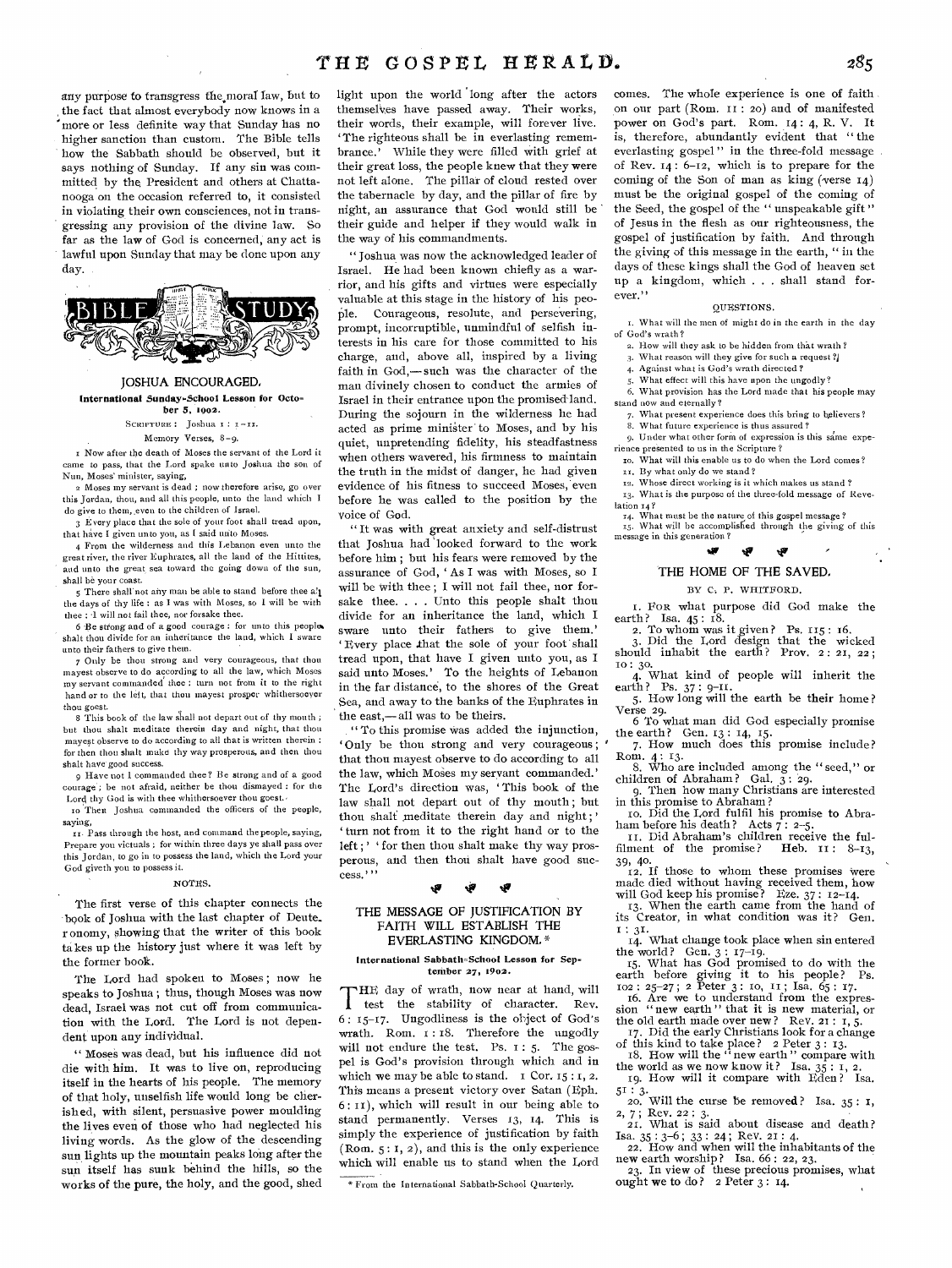any purpose to transgress the moral law, but to the fact that almost everybody now knows in a more or less definite way that Sunday has no higher sanction than custom. The Bible tells how the Sabbath should be observed, but it says nothing of Sunday. If any sin was committed by the President and others at Chattanooga on the occasion referred to, it consisted in violating their own consciences, not in transgressing any provision of the divine law. So far as the law of God is concerned, any act is lawful upon Sunday that may be done upon any day.

## BIBLE STUDY

### JOSHUA ENCOURAGED.

**International Sunday-School Lesson for October 5, 1902.**

SCRIPTURE: Joshua 1: 1-11.

Memory Verses, 8-9.

1 Now after the death of Moses the servant of the Lord it came to pass, that the Lord spake unto Joshua the son of Nun, Moses' minister, saying,

2 Moses my servant is dead; now therefore arise, go over this Jordan, thou, and all this people, unto the land which I do give to them, even to the children of Israel.

3 Every place that the sole of your foot shall tread upon, that have I given unto you, as I said unto Moses.

4 From the wilderness and this Lebanon even unto the great river, the river Euphrates, all the land of the Hittites, and unto the great sea toward the going down of the sun, shall be your coast.

5 There shall not any man be able to stand before thee all the days of thy life: as I was with Moses, so I will be with thee: I will not fail thee, nor forsake thee.

6 Be strong and of a good courage: for unto this people shalt thou divide for an inheritance the land, which I sware unto their fathers to give them.

7 Only be thou strong and very courageous, that thou mayest observe to do according to all the law, which Moses my servant commanded thee: turn not from it to the right hand or to the left, that thou mayest prosper whithersoever thou goest.

8 This book of the law shall not depart out of thy mouth; but thou shalt meditate therein day and night, that thou mayest observe to do according to all that is written therein: for then thou shalt make thy way prosperous, and then thou shalt have good success.

9 Have not I commanded thee? Be strong and of a good courage; be not afraid, neither be thou dismayed: for the Lord thy God is with thee whithersoever thou goest.

10 Then Joshua commanded the officers of the people, saying,

11 Pass through the host, and command the people, saying, Prepare you victuals; for within three days ye shall pass over this Jordan, to go in to possess the land, which the Lord your God giveth you to possess it.

NOTES.

The first verse of this chapter connects the book of Joshua with the last chapter of Deuteronomy, showing that the writer of this book takes up the history just where it was left by the former book.

The Lord had spoken to Moses; now he speaks to Joshua; thus, though Moses was now dead, Israel was not cut off from communication with the Lord. The Lord is not dependent upon any individual.

"Moses was dead, but his influence did not die with him. It was to live on, reproducing itself in the hearts of his people. The memory of that holy, unselfish life would long be cherished, with silent, persuasive power moulding the lives even of those who had neglected his living words. As the glow of the descending sun lights up the mountain peaks long after the sun itself has sunk behind the hills, so the works of the pure, the holy, and the good, shed light upon the world long after the actors themselves have passed away. Their works, their words, their example, will forever live. 'The righteous shall be in everlasting remembrance.' While they were filled with grief at their great loss, the people knew that they were not left alone. The pillar of cloud rested over the tabernacle by day, and the pillar of fire by night, an assurance that God would still be their guide and helper if they would walk in the way of his commandments.

"Joshua was now the acknowledged leader of Israel. He had been known chiefly as a warrior, and his gifts and virtues were especially valuable at this stage in the history of his people. Courageous, resolute, and persevering, prompt, incorruptible, unmindful of selfish interests in his care for those committed to his charge, and, above all, inspired by a living faith in God,—such was the character of the man divinely chosen to conduct the armies of Israel in their entrance upon the promised land. During the sojourn in the wilderness he had acted as prime minister to Moses, and by his quiet, unpretending fidelity, his steadfastness when others wavered, his firmness to maintain the truth in the midst of danger, he had given evidence of his fitness to succeed Moses, even before he was called to the position by the voice of God.

"It was with great anxiety and self-distrust that Joshua had looked forward to the work before him; but his fears were removed by the assurance of God, 'As I was with Moses, so I will be with thee; I will not fail thee, nor forsake thee. . . . Unto this people shalt thou divide for an inheritance the land, which I sware unto their fathers to give them.' 'Every place that the sole of your foot shall tread upon, that have I given unto you, as I said unto Moses.' To the heights of Lebanon in the far distance, to the shores of the Great Sea, and away to the banks of the Euphrates in the east,—all was to be theirs.

"To this promise was added the injunction, 'Only be thou strong and very courageous; that thou mayest observe to do according to all the law, which Moses my servant commanded.' The Lord's direction was, 'This book of the law shall not depart out of thy mouth; but thou shalt meditate therein day and night;' 'turn not from it to the right hand or to the left;' 'for then thou shalt make thy way prosperous, and then thou shalt have good success.'"

### THE MESSAGE OF JUSTIFICATION BY FAITH WILL ESTABLISH THE EVERLASTING KINGDOM.*

**International Sabbath-School Lesson for September 27, 1902.**

THE day of wrath, now near at hand, will test the stability of character. Rev. 6: 15-17. Ungodliness is the object of God's wrath. Rom. 1: 18. Therefore the ungodly will not endure the test. Ps. 1: 5. The gospel is God's provision through which and in which we may be able to stand. 1 Cor. 15: 1, 2. This means a present victory over Satan (Eph. 6: 11), which will result in our being able to stand permanently. Verses 13, 14. This is simply the experience of justification by faith (Rom. 5: 1, 2), and this is the only experience which will enable us to stand when the Lord comes. The whole experience is one of faith on our part (Rom. 11: 20) and of manifested power on God's part. Rom. 14: 4, R. V. It is, therefore, abundantly evident that "the everlasting gospel" in the three-fold message of Rev. 14: 6-12, which is to prepare for the coming of the Son of man as king (verse 14) must be the original gospel of the coming of the Seed, the gospel of the "unspeakable gift" of Jesus in the flesh as our righteousness, the gospel of justification by faith. And through the giving of this message in the earth, "in the days of these kings shall the God of heaven set up a kingdom, which . . . shall stand forever."

\* From the International Sabbath-School Quarterly.

QUESTIONS.

1. What will the men of might do in the earth in the day of God's wrath?
2. How will they ask to be hidden from that wrath?
3. What reason will they give for such a request?
4. Against what is God's wrath directed?
5. What effect will this have upon the ungodly?
6. What provision has the Lord made that his people may stand now and eternally?
7. What present experience does this bring to believers?
8. What future experience is thus assured?
9. Under what other form of expression is this same experience presented to us in the Scripture?
10. What will this enable us to do when the Lord comes?
11. By what only do we stand?
12. Whose direct working is it which makes us stand?
13. What is the purpose of the three-fold message of Revelation 14?
14. What must be the nature of this gospel message?
15. What will be accomplished through the giving of this message in this generation?

### THE HOME OF THE SAVED.

BY C. P. WHITFORD.

1. FOR what purpose did God make the earth? Isa. 45: 18.
2. To whom was it given? Ps. 115: 16.
3. Did the Lord design that the wicked should inhabit the earth? Prov. 2: 21, 22; 10: 30.
4. What kind of people will inherit the earth? Ps. 37: 9-11.
5. How long will the earth be their home? Verse 29.
6. To what man did God especially promise the earth? Gen. 13: 14, 15.
7. How much does this promise include? Rom. 4: 13.
8. Who are included among the "seed," or children of Abraham? Gal. 3: 29.
9. Then how many Christians are interested in this promise to Abraham?
10. Did the Lord fulfil his promise to Abraham before his death? Acts 7: 2-5.
11. Did Abraham's children receive the fulfilment of the promise? Heb. 11: 8-13, 39, 40.
12. If those to whom these promises were made died without having received them, how will God keep his promise? Eze. 37: 12-14.
13. When the earth came from the hand of its Creator, in what condition was it? Gen. 1: 31.
14. What change took place when sin entered the world? Gen. 3: 17-19.
15. What has God promised to do with the earth before giving it to his people? Ps. 102: 25-27; 2 Peter 3: 10, 11; Isa. 65: 17.
16. Are we to understand from the expression "new earth" that it is new material, or the old earth made over new? Rev. 21: 1, 5.
17. Did the early Christians look for a change of this kind to take place? 2 Peter 3: 13.
18. How will the "new earth" compare with the world as we now know it? Isa. 35: 1, 2.
19. How will it compare with Eden? Isa. 51: 3.
20. Will the curse be removed? Isa. 35: 1, 2, 7; Rev. 22: 3.
21. What is said about disease and death? Isa. 35: 3-6; 33: 24; Rev. 21: 4.
22. How and when will the inhabitants of the new earth worship? Isa. 66: 22, 23.
23. In view of these precious promises, what ought we to do? 2 Peter 3: 14.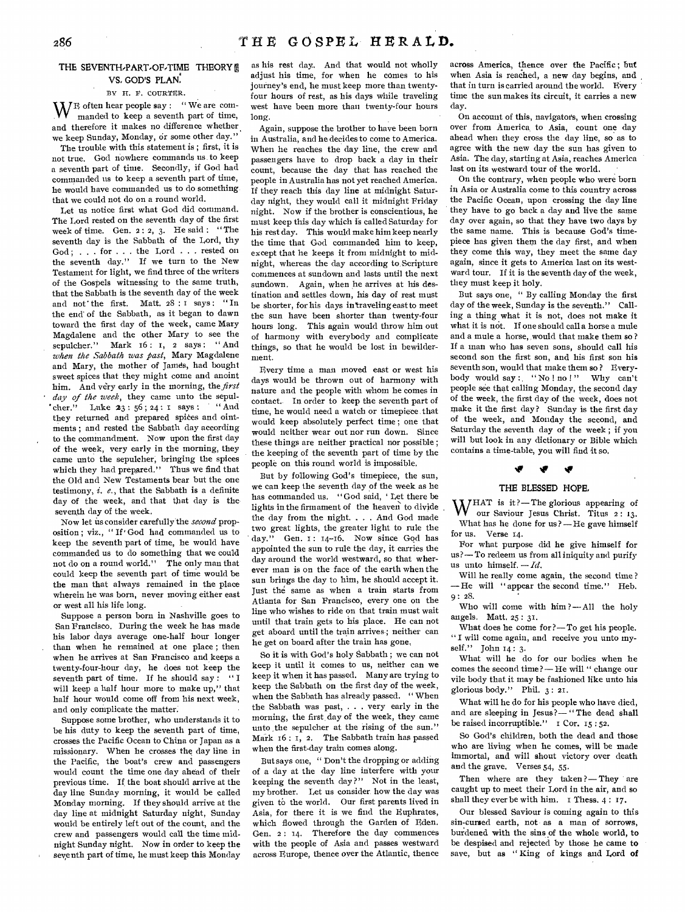## THE SEVENTH-PART-OF-TIME THEORY VS. GOD'S PLAN.

BY H. F. COURTER.

WE often hear people say: "We are commanded to keep a seventh part of time, and therefore it makes no difference whether we keep Sunday, Monday, or some other day."

The trouble with this statement is; first, it is not true. God nowhere commands us to keep a seventh part of time. Secondly, if God had commanded us to keep a seventh part of time, he would have commanded us to do something that we could not do on a round world.

Let us notice first what God did command. The Lord rested on the seventh day of the first week of time. Gen. 2: 2, 3. He said: "The seventh day is the Sabbath of the Lord, thy God; . . . for . . . the Lord . . . rested on the seventh day." If we turn to the New Testament for light, we find three of the writers of the Gospels witnessing to the same truth, that the Sabbath is the seventh day of the week and not the first. Matt. 28: 1 says: "In the end of the Sabbath, as it began to dawn toward the first day of the week, came Mary Magdalene and the other Mary to see the sepulcher." Mark 16: 1, 2 says: "And *when the Sabbath was past*, Mary Magdalene and Mary, the mother of James, had bought sweet spices that they might come and anoint him. And very early in the morning, the *first day of the week*, they came unto the sepulcher." Luke 23: 56; 24: 1 says: "And they returned and prepared spices and ointments; and rested the Sabbath day according to the commandment. Now upon the first day of the week, very early in the morning, they came unto the sepulcher, bringing the spices which they had prepared." Thus we find that the Old and New Testaments bear but the one testimony, *i. e.*, that the Sabbath is a definite day of the week, and that that day is the seventh day of the week.

Now let us consider carefully the *second* proposition; viz., "If God had commanded us to keep the seventh part of time, he would have commanded us to do something that we could not do on a round world." The only man that could keep the seventh part of time would be the man that always remained in the place wherein he was born, never moving either east or west all his life long.

Suppose a person born in Nashville goes to San Francisco. During the week he has made his labor days average one-half hour longer than when he remained at one place; then when he arrives at San Francisco and keeps a twenty-four-hour day, he does not keep the seventh part of time. If he should say: "I will keep a half hour more to make up," that half hour would come off from his next week, and only complicate the matter.

Suppose some brother, who understands it to be his duty to keep the seventh part of time, crosses the Pacific Ocean to China or Japan as a missionary. When he crosses the day line in the Pacific, the boat's crew and passengers would count the time one day ahead of their previous time. If the boat should arrive at the day line Sunday morning, it would be called Monday morning. If they should arrive at the day line at midnight Saturday night, Sunday would be entirely left out of the count, and the crew and passengers would call the time midnight Sunday night. Now in order to keep the seventh part of time, he must keep this Monday as his rest day. And that would not wholly adjust his time, for when he comes to his journey's end, he must keep more than twenty-four hours of rest, as his days while traveling west have been more than twenty-four hours long.

Again, suppose the brother to have been born in Australia, and he decides to come to America. When he reaches the day line, the crew and passengers have to drop back a day in their count, because the day that has reached the people in Australia has not yet reached America. If they reach this day line at midnight Saturday night, they would call it midnight Friday night. Now if the brother is conscientious, he must keep this day which is called Saturday for his rest day. This would make him keep nearly the time that God commanded him to keep, except that he keeps it from midnight to midnight, whereas the day according to Scripture commences at sundown and lasts until the next sundown. Again, when he arrives at his destination and settles down, his day of rest must be shorter, for his days in traveling east to meet the sun have been shorter than twenty-four hours long. This again would throw him out of harmony with everybody and complicate things, so that he would be lost in bewilderment.

Every time a man moved east or west his days would be thrown out of harmony with nature and the people with whom he comes in contact. In order to keep the seventh part of time, he would need a watch or timepiece that would keep absolutely perfect time; one that would neither wear out nor run down. Since these things are neither practical nor possible; the keeping of the seventh part of time by the people on this round world is impossible.

But by following God's timepiece, the sun, we can keep the seventh day of the week as he has commanded us. "God said, 'Let there be lights in the firmament of the heaven to divide the day from the night. . . . And God made two great lights, the greater light to rule the day." Gen. 1: 14-16. Now since God has appointed the sun to rule the day, it carries the day around the world westward, so that wherever man is on the face of the earth when the sun brings the day to him, he should accept it. Just the same as when a train starts from Atlanta for San Francisco, every one on the line who wishes to ride on that train must wait until that train gets to his place. He can not get aboard until the train arrives; neither can he get on board after the train has gone.

So it is with God's holy Sabbath; we can not keep it until it comes to us, neither can we keep it when it has passed. Many are trying to keep the Sabbath on the first day of the week, when the Sabbath has already passed. "When the Sabbath was past, . . . very early in the morning, the first day of the week, they came unto the sepulcher at the rising of the sun." Mark 16: 1, 2. The Sabbath train has passed when the first-day train comes along.

But says one, "Don't the dropping or adding of a day at the day line interfere with your keeping the seventh day?" Not in the least, my brother. Let us consider how the day was given to the world. Our first parents lived in Asia, for there it is we find the Euphrates, which flowed through the Garden of Eden. Gen. 2: 14. Therefore the day commences with the people of Asia and passes westward across Europe, thence over the Atlantic, thence across America, thence over the Pacific; but when Asia is reached, a new day begins, and that in turn is carried around the world. Every time the sun makes its circuit, it carries a new day.

On account of this, navigators, when crossing over from America to Asia, count one day ahead when they cross the day line, so as to agree with the new day the sun has given to Asia. The day, starting at Asia, reaches America last on its westward tour of the world.

On the contrary, when people who were born in Asia or Australia come to this country across the Pacific Ocean, upon crossing the day line they have to go back a day and live the same day over again, so that they have two days by the same name. This is because God's timepiece has given them the day first, and when they come this way, they meet the same day again, since it gets to America last on its westward tour. If it is the seventh day of the week, they must keep it holy.

But says one, "By calling Monday the first day of the week, Sunday is the seventh." Calling a thing what it is not, does not make it what it is not. If one should call a horse a mule and a mule a horse, would that make them so? If a man who has seven sons, should call his second son the first son, and his first son his seventh son, would that make them so? Everybody would say: "No! no!" Why can't people see that calling Monday, the second day of the week, the first day of the week, does not make it the first day? Sunday is the first day of the week, and Monday the second, and Saturday the seventh day of the week; if you will but look in any dictionary or Bible which contains a time-table, you will find it so.

## THE BLESSED HOPE.

WHAT is it?—The glorious appearing of our Saviour Jesus Christ. Titus 2: 13.

What has he done for us?—He gave himself for us. Verse 14.

For what purpose did he give himself for us?—To redeem us from all iniquity and purify us unto himself.—*Id.*

Will he really come again, the second time?—He will "appear the second time." Heb. 9: 28.

Who will come with him?—All the holy angels. Matt. 25: 31.

What does he come for?—To get his people. "I will come again, and receive you unto myself." John 14: 3.

What will he do for our bodies when he comes the second time?—He will "change our vile body that it may be fashioned like unto his glorious body." Phil. 3: 21.

What will he do for his people who have died, and are sleeping in Jesus?—"The dead shall be raised incorruptible." 1 Cor. 15: 52.

So God's children, both the dead and those who are living when he comes, will be made immortal, and will shout victory over death and the grave. Verses 54, 55.

Then where are they taken?—They are caught up to meet their Lord in the air, and so shall they ever be with him. 1 Thess. 4: 17.

Our blessed Saviour is coming again to this sin-cursed earth, not as a man of sorrows, burdened with the sins of the whole world, to be despised and rejected by those he came to save, but as "King of kings and Lord of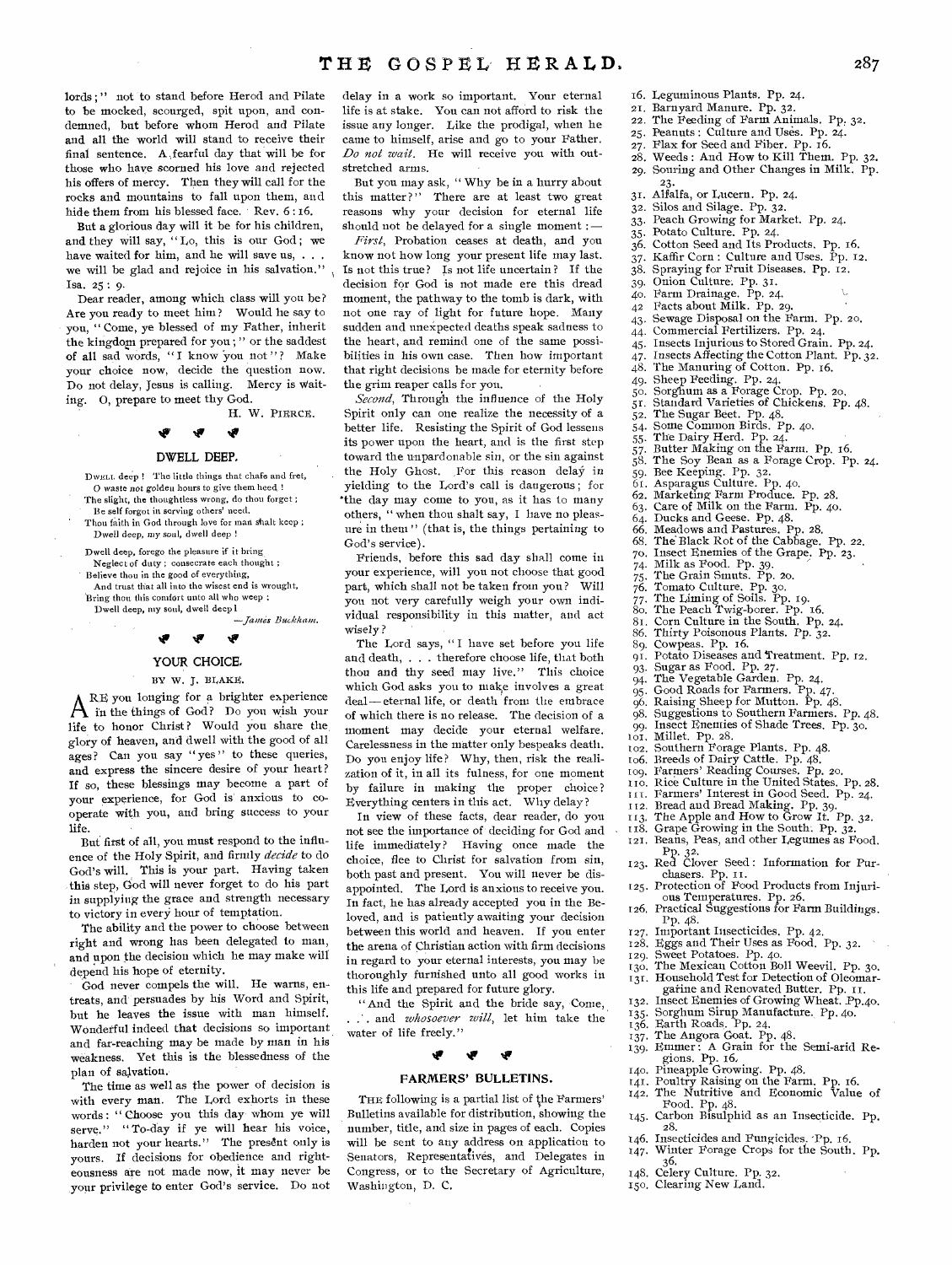lords;" not to stand before Herod and Pilate to be mocked, scourged, spit upon, and condemned, but before whom Herod and Pilate and all the world will stand to receive their final sentence. A fearful day that will be for those who have scorned his love and rejected his offers of mercy. Then they will call for the rocks and mountains to fall upon them, and hide them from his blessed face. Rev. 6:16.

But a glorious day will it be for his children, and they will say, "Lo, this is our God; we have waited for him, and he will save us, . . . we will be glad and rejoice in his salvation." Isa. 25:9.

Dear reader, among which class will you be? Are you ready to meet him? Would he say to you, "Come, ye blessed of my Father, inherit the kingdom prepared for you;" or the saddest of all sad words, "I know you not"? Make your choice now, decide the question now. Do not delay, Jesus is calling. Mercy is waiting. O, prepare to meet thy God.

H. W. PIERCE.

## DWELL DEEP.

Dwell deep! The little things that chafe and fret,
O waste not golden hours to give them heed!
The slight, the thoughtless wrong, do thou forget;
Be self forgot in serving others' need.
Thou faith in God through love for man shalt keep;
Dwell deep, my soul, dwell deep!

Dwell deep, forego the pleasure if it bring
Neglect of duty; consecrate each thought;
Believe thou in the good of everything,
And trust that all into the wisest end is wrought,
Bring thou this comfort unto all who weep;
Dwell deep, my soul, dwell deep!

—*James Buckham.*

## YOUR CHOICE.

BY W. J. BLAKE.

ARE you longing for a brighter experience in the things of God? Do you wish your life to honor Christ? Would you share the glory of heaven, and dwell with the good of all ages? Can you say "yes" to these queries, and express the sincere desire of your heart? If so, these blessings may become a part of your experience, for God is anxious to cooperate with you, and bring success to your life.

But first of all, you must respond to the influence of the Holy Spirit, and firmly *decide* to do God's will. This is your part. Having taken this step, God will never forget to do his part in supplying the grace and strength necessary to victory in every hour of temptation.

The ability and the power to choose between right and wrong has been delegated to man, and upon the decision which he may make will depend his hope of eternity.

God never compels the will. He warns, entreats, and persuades by his Word and Spirit, but he leaves the issue with man himself. Wonderful indeed that decisions so important and far-reaching may be made by man in his weakness. Yet this is the blessedness of the plan of salvation.

The time as well as the power of decision is with every man. The Lord exhorts in these words: "Choose you this day whom ye will serve." "To-day if ye will hear his voice, harden not your hearts." The present only is yours. If decisions for obedience and righteousness are not made now, it may never be your privilege to enter God's service. Do not delay in a work so important. Your eternal life is at stake. You can not afford to risk the issue any longer. Like the prodigal, when he came to himself, arise and go to your Father. *Do not wait.* He will receive you with outstretched arms.

But you may ask, "Why be in a hurry about this matter?" There are at least two great reasons why your decision for eternal life should not be delayed for a single moment:—

*First,* Probation ceases at death, and you know not how long your present life may last. Is not this true? Is not life uncertain? If the decision for God is not made ere this dread moment, the pathway to the tomb is dark, with not one ray of light for future hope. Many sudden and unexpected deaths speak sadness to the heart, and remind one of the same possibilities in his own case. Then how important that right decisions be made for eternity before the grim reaper calls for you.

*Second,* Through the influence of the Holy Spirit only can one realize the necessity of a better life. Resisting the Spirit of God lessens its power upon the heart, and is the first step toward the unpardonable sin, or the sin against the Holy Ghost. For this reason delay in yielding to the Lord's call is dangerous; for "the day may come to you, as it has to many others, "when thou shalt say, I have no pleasure in them" (that is, the things pertaining to God's service).

Friends, before this sad day shall come in your experience, will you not choose that good part, which shall not be taken from you? Will you not very carefully weigh your own individual responsibility in this matter, and act wisely?

The Lord says, "I have set before you life and death, . . . therefore choose life, that both thou and thy seed may live." This choice which God asks you to make involves a great deal—eternal life, or death from the embrace of which there is no release. The decision of a moment may decide your eternal welfare. Carelessness in the matter only bespeaks death. Do you enjoy life? Why, then, risk the realization of it, in all its fulness, for one moment by failure in making the proper choice? Everything centers in this act. Why delay?

In view of these facts, dear reader, do you not see the importance of deciding for God and life immediately? Having once made the choice, flee to Christ for salvation from sin, both past and present. You will never be disappointed. The Lord is anxious to receive you. In fact, he has already accepted you in the Beloved, and is patiently awaiting your decision between this world and heaven. If you enter the arena of Christian action with firm decisions in regard to your eternal interests, you may be thoroughly furnished unto all good works in this life and prepared for future glory.

"And the Spirit and the bride say, Come, . . . and *whosoever will,* let him take the water of life freely."

## FARMERS' BULLETINS.

THE following is a partial list of the Farmers' Bulletins available for distribution, showing the number, title, and size in pages of each. Copies will be sent to any address on application to Senators, Representatives, and Delegates in Congress, or to the Secretary of Agriculture, Washington, D. C.

16. Leguminous Plants. Pp. 24.
21. Barnyard Manure. Pp. 32.
22. The Feeding of Farm Animals. Pp. 32.
25. Peanuts: Culture and Uses. Pp. 24.
27. Flax for Seed and Fiber. Pp. 16.
28. Weeds: And How to Kill Them. Pp. 32.
29. Souring and Other Changes in Milk. Pp. 23.
31. Alfalfa, or Lucern. Pp. 24.
32. Silos and Silage. Pp. 32.
33. Peach Growing for Market. Pp. 24.
35. Potato Culture. Pp. 24.
36. Cotton Seed and Its Products. Pp. 16.
37. Kaffir Corn: Culture and Uses. Pp. 12.
38. Spraying for Fruit Diseases. Pp. 12.
39. Onion Culture. Pp. 31.
40. Farm Drainage. Pp. 24.
42. Facts about Milk. Pp. 29.
43. Sewage Disposal on the Farm. Pp. 20.
44. Commercial Fertilizers. Pp. 24.
45. Insects Injurious to Stored Grain. Pp. 24.
47. Insects Affecting the Cotton Plant. Pp. 32.
48. The Manuring of Cotton. Pp. 16.
49. Sheep Feeding. Pp. 24.
50. Sorghum as a Forage Crop. Pp. 20.
51. Standard Varieties of Chickens. Pp. 48.
52. The Sugar Beet. Pp. 48.
54. Some Common Birds. Pp. 40.
55. The Dairy Herd. Pp. 24.
57. Butter Making on the Farm. Pp. 16.
58. The Soy Bean as a Forage Crop. Pp. 24.
59. Bee Keeping. Pp. 32.
61. Asparagus Culture. Pp. 40.
62. Marketing Farm Produce. Pp. 28.
63. Care of Milk on the Farm. Pp. 40.
64. Ducks and Geese. Pp. 48.
66. Meadows and Pastures. Pp. 28.
68. The Black Rot of the Cabbage. Pp. 22.
70. Insect Enemies of the Grape. Pp. 23.
74. Milk as Food. Pp. 39.
75. The Grain Smuts. Pp. 20.
76. Tomato Culture. Pp. 30.
77. The Liming of Soils. Pp. 19.
80. The Peach Twig-borer. Pp. 16.
81. Corn Culture in the South. Pp. 24.
86. Thirty Poisonous Plants. Pp. 32.
89. Cowpeas. Pp. 16.
91. Potato Diseases and Treatment. Pp. 12.
93. Sugar as Food. Pp. 27.
94. The Vegetable Garden. Pp. 24.
95. Good Roads for Farmers. Pp. 47.
96. Raising Sheep for Mutton. Pp. 48.
98. Suggestions to Southern Farmers. Pp. 48.
99. Insect Enemies of Shade Trees. Pp. 30.
101. Millet. Pp. 28.
102. Southern Forage Plants. Pp. 48.
106. Breeds of Dairy Cattle. Pp. 48.
109. Farmers' Reading Courses. Pp. 20.
110. Rice Culture in the United States. Pp. 28.
111. Farmers' Interest in Good Seed. Pp. 24.
112. Bread and Bread Making. Pp. 39.
113. The Apple and How to Grow It. Pp. 32.
118. Grape Growing in the South. Pp. 32.
121. Beans, Peas, and other Legumes as Food. Pp. 32.
123. Red Clover Seed: Information for Purchasers. Pp. 11.
125. Protection of Food Products from Injurious Temperatures. Pp. 26.
126. Practical Suggestions for Farm Buildings. Pp. 48.
127. Important Insecticides. Pp. 42.
128. Eggs and Their Uses as Food. Pp. 32.
129. Sweet Potatoes. Pp. 40.
130. The Mexican Cotton Boll Weevil. Pp. 30.
131. Household Test for Detection of Oleomargarine and Renovated Butter. Pp. 11.
132. Insect Enemies of Growing Wheat. Pp. 40.
135. Sorghum Sirup Manufacture. Pp. 40.
136. Earth Roads. Pp. 24.
137. The Angora Goat. Pp. 48.
139. Emmer: A Grain for the Semi-arid Regions. Pp. 16.
140. Pineapple Growing. Pp. 48.
141. Poultry Raising on the Farm. Pp. 16.
142. The Nutritive and Economic Value of Food. Pp. 48.
145. Carbon Bisulphid as an Insecticide. Pp. 28.
146. Insecticides and Fungicides. Pp. 16.
147. Winter Forage Crops for the South. Pp. 36.
148. Celery Culture. Pp. 32.
150. Clearing New Land.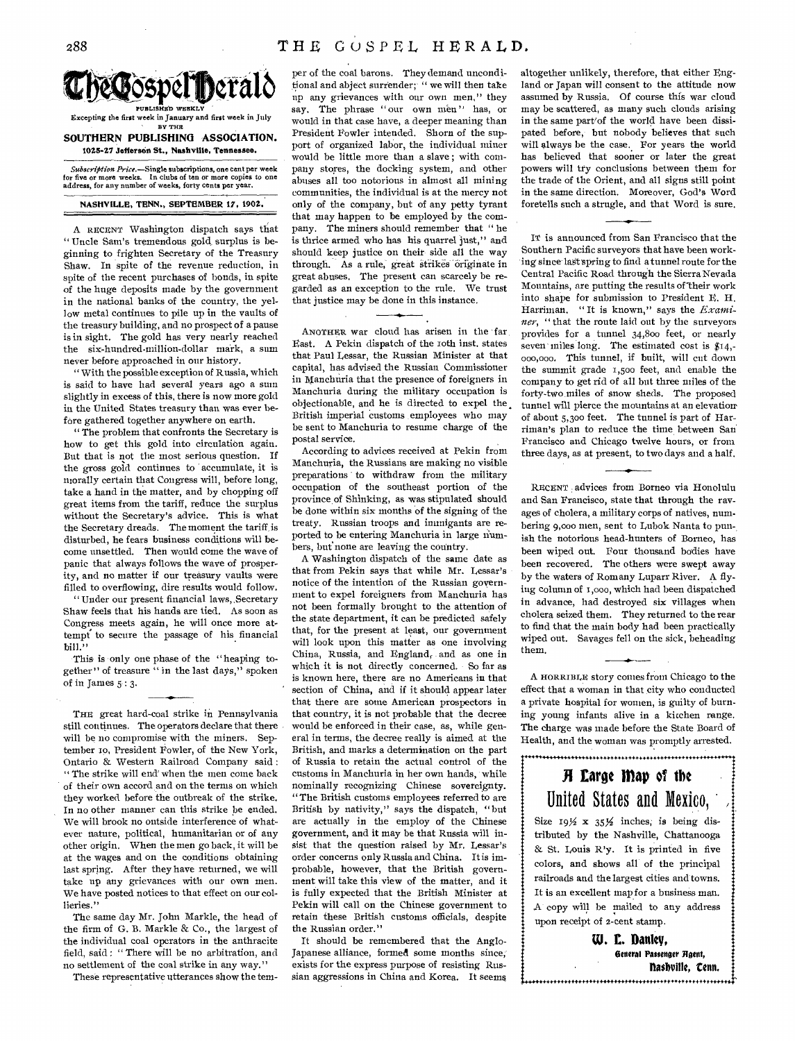# The Gospel Herald

PUBLISHED WEEKLY

Excepting the first week in January and first week in July

BY THE

**SOUTHERN PUBLISHING ASSOCIATION.**

**1025-27 Jefferson St., Nashville, Tennessee.**

*Subscription Price.*—Single subscriptions, one cent per week for five or more weeks. In clubs of ten or more copies to one address, for any number of weeks, forty cents per year.

**NASHVILLE, TENN., SEPTEMBER 17, 1902.**

A RECENT Washington dispatch says that "Uncle Sam's tremendous gold surplus is beginning to frighten Secretary of the Treasury Shaw. In spite of the revenue reduction, in spite of the recent purchases of bonds, in spite of the huge deposits made by the government in the national banks of the country, the yellow metal continues to pile up in the vaults of the treasury building, and no prospect of a pause is in sight. The gold has very nearly reached the six-hundred-million-dollar mark, a sum never before approached in our history.

"With the possible exception of Russia, which is said to have had several years ago a sum slightly in excess of this, there is now more gold in the United States treasury than was ever before gathered together anywhere on earth.

"The problem that confronts the Secretary is how to get this gold into circulation again. But that is not the most serious question. If the gross gold continues to accumulate, it is morally certain that Congress will, before long, take a hand in the matter, and by chopping off great items from the tariff, reduce the surplus without the Secretary's advice. This is what the Secretary dreads. The moment the tariff is disturbed, he fears business conditions will become unsettled. Then would come the wave of panic that always follows the wave of prosperity, and no matter if our treasury vaults were filled to overflowing, dire results would follow.

"Under our present financial laws, Secretary Shaw feels that his hands are tied. As soon as Congress meets again, he will once more attempt to secure the passage of his financial bill."

This is only one phase of the "heaping together" of treasure "in the last days," spoken of in James 5:3.

THE great hard-coal strike in Pennsylvania still continues. The operators declare that there will be no compromise with the miners. September 10, President Fowler, of the New York, Ontario & Western Railroad Company said: "The strike will end when the men come back of their own accord and on the terms on which they worked before the outbreak of the strike. In no other manner can this strike be ended. We will brook no outside interference of whatever nature, political, humanitarian or of any other origin. When the men go back, it will be at the wages and on the conditions obtaining last spring. After they have returned, we will take up any grievances with our own men. We have posted notices to that effect on our collieries."

The same day Mr. John Markle, the head of the firm of G. B. Markle & Co., the largest of the individual coal operators in the anthracite field, said: "There will be no arbitration, and no settlement of the coal strike in any way."

These representative utterances show the temper of the coal barons. They demand unconditional and abject surrender; "we will then take up any grievances with our own men," they say. The phrase "our own men" has, or would in that case have, a deeper meaning than President Fowler intended. Shorn of the support of organized labor, the individual miner would be little more than a slave; with company stores, the docking system, and other abuses all too notorious in almost all mining communities, the individual is at the mercy not only of the company, but of any petty tyrant that may happen to be employed by the company. The miners should remember that "he is thrice armed who has his quarrel just," and should keep justice on their side all the way through. As a rule, great strikes originate in great abuses. The present can scarcely be regarded as an exception to the rule. We trust that justice may be done in this instance.

ANOTHER war cloud has arisen in the far East. A Pekin dispatch of the 10th inst. states that Paul Lessar, the Russian Minister at that capital, has advised the Russian Commissioner in Manchuria that the presence of foreigners in Manchuria during the military occupation is objectionable, and he is directed to expel the British imperial customs employees who may be sent to Manchuria to resume charge of the postal service.

According to advices received at Pekin from Manchuria, the Russians are making no visible preparations to withdraw from the military occupation of the southeast portion of the province of Shinking, as was stipulated should be done within six months of the signing of the treaty. Russian troops and immigants are reported to be entering Manchuria in large numbers, but none are leaving the country.

A Washington dispatch of the same date as that from Pekin says that while Mr. Lessar's notice of the intention of the Russian government to expel foreigners from Manchuria has not been formally brought to the attention of the state department, it can be predicted safely that, for the present at least, our government will look upon this matter as one involving China, Russia, and England, and as one in which it is not directly concerned. So far as is known here, there are no Americans in that section of China, and if it should appear later that there are some American prospectors in that country, it is not probable that the decree would be enforced in their case, as, while general in terms, the decree really is aimed at the British, and marks a determination on the part of Russia to retain the actual control of the customs in Manchuria in her own hands, while nominally recognizing Chinese sovereignty. "The British customs employees referred to are British by nativity," says the dispatch, "but are actually in the employ of the Chinese government, and it may be that Russia will insist that the question raised by Mr. Lessar's order concerns only Russia and China. It is improbable, however, that the British government will take this view of the matter, and it is fully expected that the British Minister at Pekin will call on the Chinese government to retain these British customs officials, despite the Russian order."

It should be remembered that the Anglo-Japanese alliance, formed some months since, exists for the express purpose of resisting Russian aggressions in China and Korea. It seems altogether unlikely, therefore, that either England or Japan will consent to the attitude now assumed by Russia. Of course this war cloud may be scattered, as many such clouds arising in the same part of the world have been dissipated before, but nobody believes that such will always be the case. For years the world has believed that sooner or later the great powers will try conclusions between them for the trade of the Orient, and all signs still point in the same direction. Moreover, God's Word foretells such a strugle, and that Word is sure.

IT is announced from San Francisco that the Southern Pacific surveyors that have been working since last spring to find a tunnel route for the Central Pacific Road through the Sierra Nevada Mountains, are putting the results of their work into shape for submission to President E. H. Harriman. "It is known," says the *Examiner*, "that the route laid out by the surveyors provides for a tunnel 34,800 feet, or nearly seven miles long. The estimated cost is $14,000,000. This tunnel, if built, will cut down the summit grade 1,500 feet, and enable the company to get rid of all but three miles of the forty-two miles of snow sheds. The proposed tunnel will pierce the mountains at an elevation of about 5,300 feet. The tunnel is part of Harriman's plan to reduce the time between San Francisco and Chicago twelve hours, or from three days, as at present, to two days and a half.

RECENT advices from Borneo via Honolulu and San Francisco, state that through the ravages of cholera, a military corps of natives, numbering 9,000 men, sent to Lubok Nanta to punish the notorious head-hunters of Borneo, has been wiped out. Four thousand bodies have been recovered. The others were swept away by the waters of Romany Luparr River. A flying column of 1,000, which had been dispatched in advance, had destroyed six villages when cholera seized them. They returned to the rear to find that the main body had been practically wiped out. Savages fell on the sick, beheading them.

A HORRIBLE story comes from Chicago to the effect that a woman in that city who conducted a private hospital for women, is guilty of burning young infants alive in a kitchen range. The charge was made before the State Board of Health, and the woman was promptly arrested.

## A Large Map of the United States and Mexico,

Size 19½ x 35½ inches, is being distributed by the Nashville, Chattanooga & St. Louis R'y. It is printed in five colors, and shows all of the principal railroads and the largest cities and towns. It is an excellent map for a business man. A copy will be mailed to any address upon receipt of 2-cent stamp.

**W. L. Danley,**
General Passenger Agent,
Nashville, Tenn.